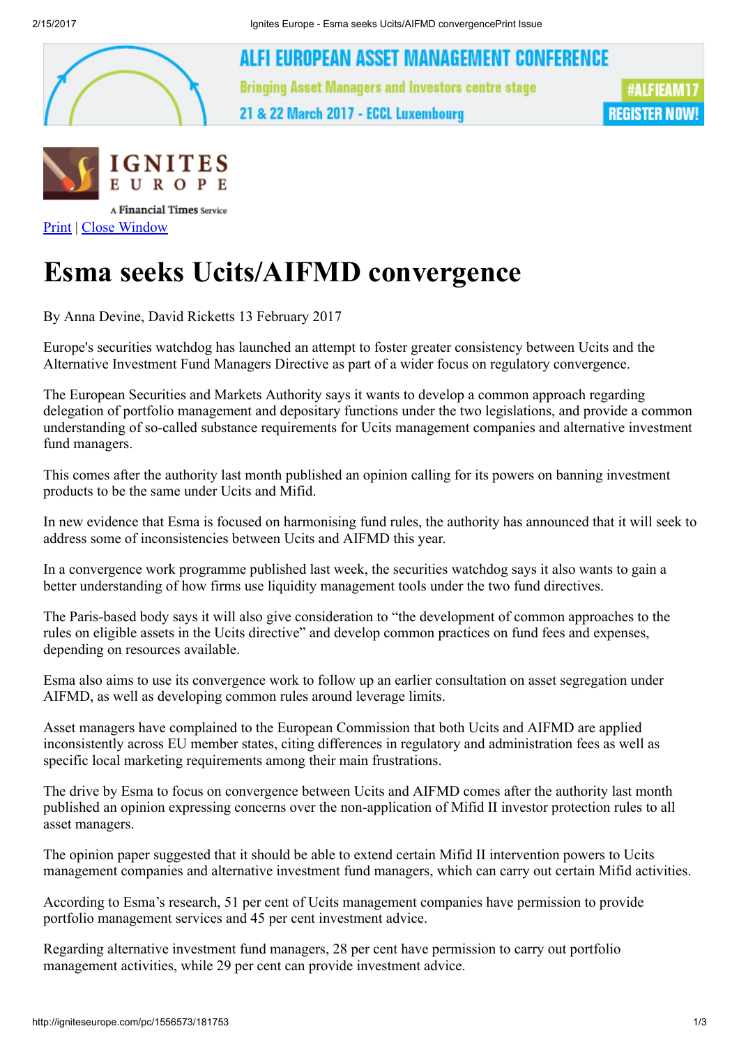# Esma seeks Ucits/AIFMD convergence

By Anna Devine, David Ricketts 13 February 2017

Europe's securities watchdog has launched an attempt to foster greater consistency between Ucits and the Alternative Investment Fund Managers Directive as part of a wider focus on regulatory convergence.

The European Securities and Markets Authority says it wants to develop a common approach regarding delegation of portfolio management and depositary functions under the two legislations, and provide a common understanding of so-called substance requirements for Ucits management companies and alternative investment fund managers.

This comes after the authority last month published an opinion calling for its powers on banning investment products to be the same under Ucits and Mifid.

In new evidence that Esma is focused on harmonising fund rules, the authority has announced that it will seek to address some of inconsistencies between Ucits and AIFMD this year.

In a convergence work programme published last week, the securities watchdog says it also wants to gain a better understanding of how firms use liquidity management tools under the two fund directives.

The Paris-based body says it will also give consideration to "the development of common approaches to the rules on eligible assets in the Ucits directive" and develop common practices on fund fees and expenses, depending on resources available.

Esma also aims to use its convergence work to follow up an earlier consultation on asset segregation under AIFMD, as well as developing common rules around leverage limits.

Asset managers have complained to the European Commission that both Ucits and AIFMD are applied inconsistently across EU member states, citing differences in regulatory and administration fees as well as specific local marketing requirements among their main frustrations.

The drive by Esma to focus on convergence between Ucits and AIFMD comes after the authority last month published an opinion expressing concerns over the non-application of Mifid II investor protection rules to all asset managers.

The opinion paper suggested that it should be able to extend certain Mifid II intervention powers to Ucits management companies and alternative investment fund managers, which can carry out certain Mifid activities.

According to Esma's research, 51 per cent of Ucits management companies have permission to provide portfolio management services and 45 per cent investment advice.

Regarding alternative investment fund managers, 28 per cent have permission to carry out portfolio management activities, while 29 per cent can provide investment advice.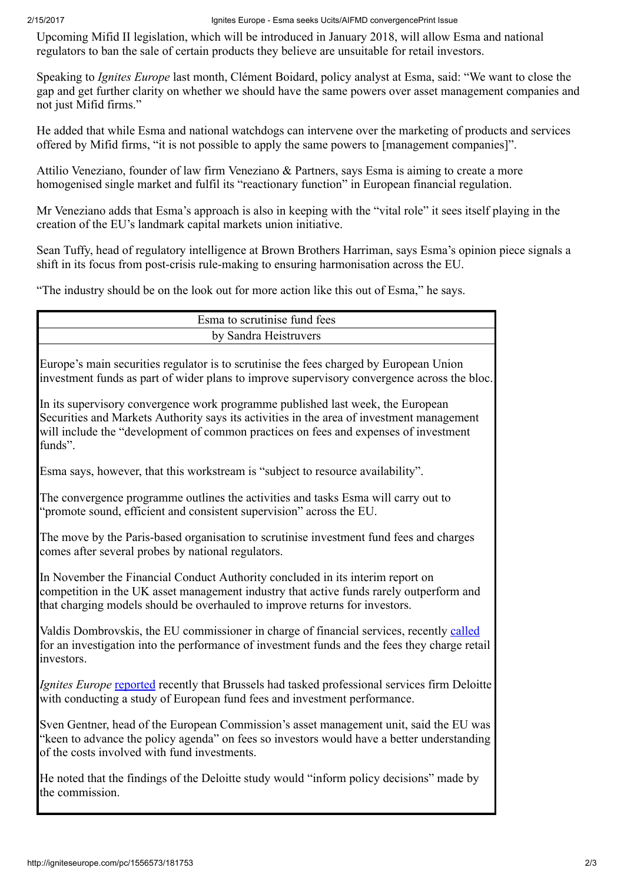Upcoming Mifid II legislation, which will be introduced in January 2018, will allow Esma and national regulators to ban the sale of certain products they believe are unsuitable for retail investors.

Speaking to *Ignites Europe* last month, Clément Boidard, policy analyst at Esma, said: "We want to close the gap and get further clarity on whether we should have the same powers over asset management companies and not just Mifid firms."

He added that while Esma and national watchdogs can intervene over the marketing of products and services offered by Mifid firms, "it is not possible to apply the same powers to [management companies]".

Attilio Veneziano, founder of law firm Veneziano & Partners, says Esma is aiming to create a more homogenised single market and fulfil its "reactionary function" in European financial regulation.

Mr Veneziano adds that Esma's approach is also in keeping with the "vital role" it sees itself playing in the creation of the EU's landmark capital markets union initiative.

Sean Tuffy, head of regulatory intelligence at Brown Brothers Harriman, says Esma's opinion piece signals a shift in its focus from post-crisis rule-making to ensuring harmonisation across the EU.

"The industry should be on the look out for more action like this out of Esma," he says.

## Esma to scrutinise fund fees

by Sandra Heistruvers

Europe's main securities regulator is to scrutinise the fees charged by European Union investment funds as part of wider plans to improve supervisory convergence across the bloc.

In its supervisory convergence work programme published last week, the European Securities and Markets Authority says its activities in the area of investment management will include the "development of common practices on fees and expenses of investment funds".

Esma says, however, that this workstream is "subject to resource availability".

The convergence programme outlines the activities and tasks Esma will carry out to "promote sound, efficient and consistent supervision" across the EU.

The move by the Paris-based organisation to scrutinise investment fund fees and charges comes after several probes by national regulators.

In November the Financial Conduct Authority concluded in its interim report on competition in the UK asset management industry that active funds rarely outperform and that charging models should be overhauled to improve returns for investors.

Valdis Dombrovskis, the EU commissioner in charge of financial services, recently called for an investigation into the performance of investment funds and the fees they charge retail investors.

*Ignites Europe* reported recently that Brussels had tasked professional services firm Deloitte with conducting a study of European fund fees and investment performance.

Sven Gentner, head of the European Commission's asset management unit, said the EU was "keen to advance the policy agenda" on fees so investors would have a better understanding of the costs involved with fund investments.

He noted that the findings of the Deloitte study would "inform policy decisions" made by the commission.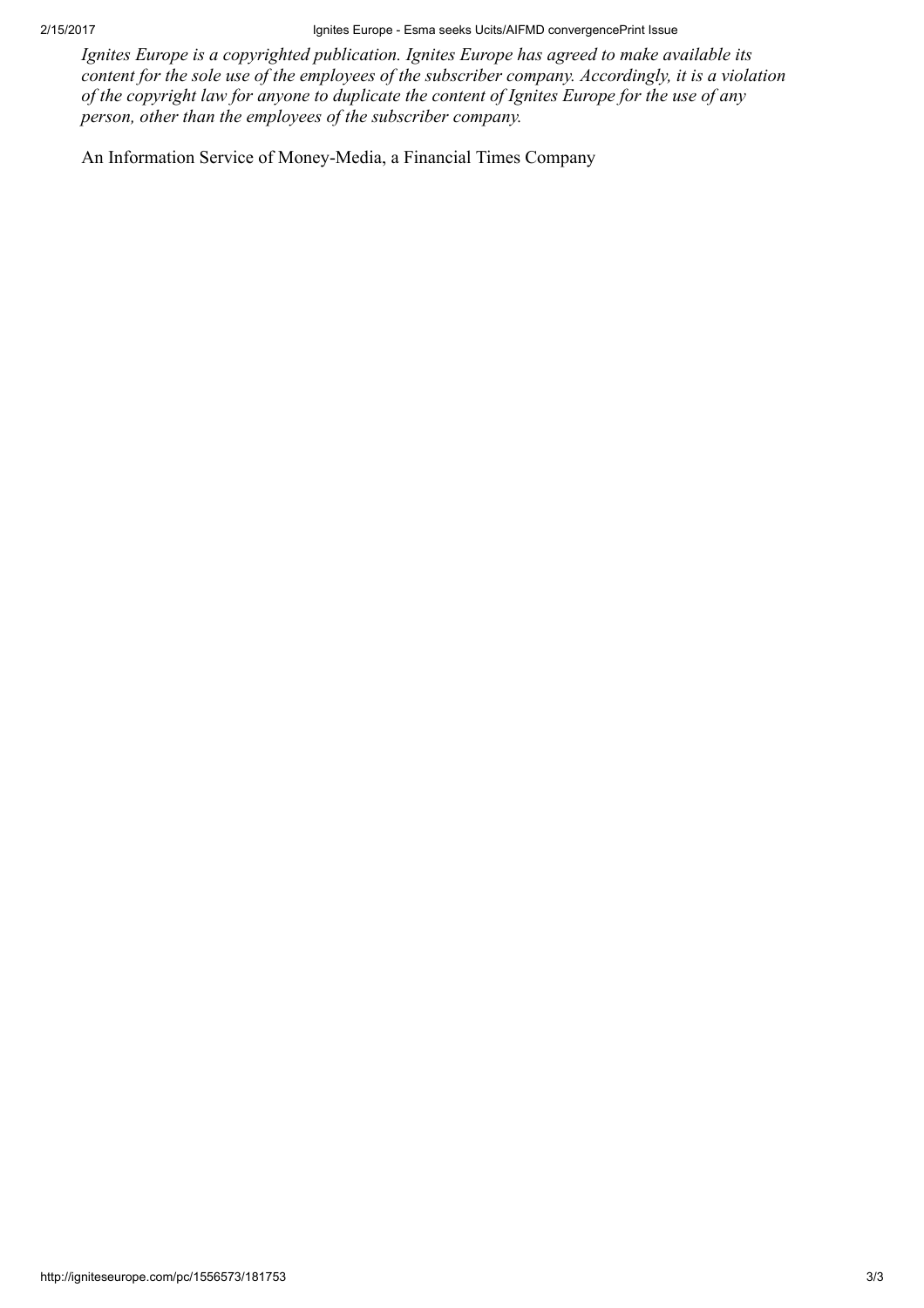*Ignites Europe is a copyrighted publication. Ignites Europe has agreed to make available its content for the sole use of the employees of the subscriber company. Accordingly, it is a violation of the copyright law for anyone to duplicate the content of Ignites Europe for the use of any person, other than the employees of the subscriber company.*

An Information Service of Money-Media, a Financial Times Company